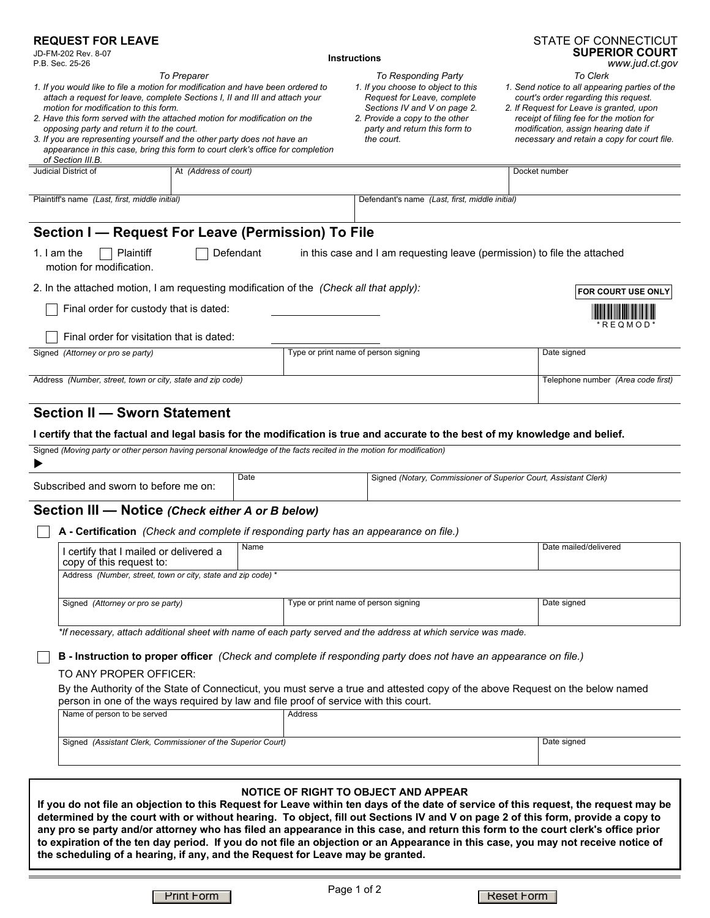**REQUEST FOR LEAVE**
JD-FM-202 Rev. 8-07
P.B. Sec. 25-26

STATE OF CONNECTICUT
**SUPERIOR COURT**
*www.jud.ct.gov*

**Instructions**

*To Preparer*

1. *If you would like to file a motion for modification and have been ordered to attach a request for leave, complete Sections I, II and III and attach your motion for modification to this form.*
2. *Have this form served with the attached motion for modification on the opposing party and return it to the court.*
3. *If you are representing yourself and the other party does not have an appearance in this case, bring this form to court clerk's office for completion of Section III.B.*

*To Responding Party*

1. *If you choose to object to this Request for Leave, complete Sections IV and V on page 2.*
2. *Provide a copy to the other party and return this form to the court.*

*To Clerk*

1. *Send notice to all appearing parties of the court's order regarding this request.*
2. *If Request for Leave is granted, upon receipt of filing fee for the motion for modification, assign hearing date if necessary and retain a copy for court file.*

| Judicial District of | At *(Address of court)* | Docket number |
|---|---|---|
| | | |

| Plaintiff's name *(Last, first, middle initial)* | Defendant's name *(Last, first, middle initial)* |
|---|---|
| | |

## Section I — Request For Leave (Permission) To File

1. I am the ☐ Plaintiff ☐ Defendant in this case and I am requesting leave (permission) to file the attached motion for modification.

2. In the attached motion, I am requesting modification of the *(Check all that apply)*:

☐ Final order for custody that is dated: ____________

☐ Final order for visitation that is dated: ____________

FOR COURT USE ONLY
*REQMOD*

| Signed *(Attorney or pro se party)* | Type or print name of person signing | Date signed |
|---|---|---|
| | | |

| Address *(Number, street, town or city, state and zip code)* | Telephone number *(Area code first)* |
|---|---|
| | |

## Section II — Sworn Statement

**I certify that the factual and legal basis for the modification is true and accurate to the best of my knowledge and belief.**

Signed *(Moving party or other person having personal knowledge of the facts recited in the motion for modification)*
▶

| Subscribed and sworn to before me on: | Date | Signed *(Notary, Commissioner of Superior Court, Assistant Clerk)* |
|---|---|---|
| | | |

## Section III — Notice *(Check either A or B below)*

☐ **A - Certification** *(Check and complete if responding party has an appearance on file.)*

| I certify that I mailed or delivered a copy of this request to: | Name | Date mailed/delivered |
|---|---|---|
| Address *(Number, street, town or city, state and zip code)* * | | |
| Signed *(Attorney or pro se party)* | Type or print name of person signing | Date signed |

*\*If necessary, attach additional sheet with name of each party served and the address at which service was made.*

☐ **B - Instruction to proper officer** *(Check and complete if responding party does not have an appearance on file.)*

TO ANY PROPER OFFICER:
By the Authority of the State of Connecticut, you must serve a true and attested copy of the above Request on the below named person in one of the ways required by law and file proof of service with this court.

| Name of person to be served | Address |
|---|---|
| Signed *(Assistant Clerk, Commissioner of the Superior Court)* | Date signed |

**NOTICE OF RIGHT TO OBJECT AND APPEAR**

**If you do not file an objection to this Request for Leave within ten days of the date of service of this request, the request may be determined by the court with or without hearing. To object, fill out Sections IV and V on page 2 of this form, provide a copy to any pro se party and/or attorney who has filed an appearance in this case, and return this form to the court clerk's office prior to expiration of the ten day period. If you do not file an objection or an Appearance in this case, you may not receive notice of the scheduling of a hearing, if any, and the Request for Leave may be granted.**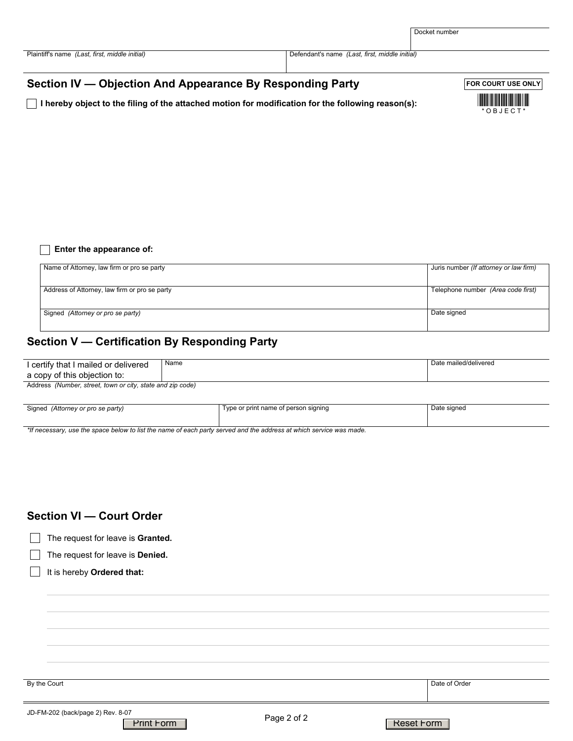| | | Docket number |
|---|---|---|
| Plaintiff's name *(Last, first, middle initial)* | Defendant's name *(Last, first, middle initial)* | |

## Section IV — Objection And Appearance By Responding Party

FOR COUNT USE ONLY

*OBJECT*

☐ **I hereby object to the filing of the attached motion for modification for the following reason(s):**

☐ **Enter the appearance of:**

| | |
|---|---|
| Name of Attorney, law firm or pro se party | Juris number *(If attorney or law firm)* |
| Address of Attorney, law firm or pro se party | Telephone number *(Area code first)* |
| Signed *(Attorney or pro se party)* | Date signed |

## Section V — Certification By Responding Party

| | | |
|---|---|---|
| I certify that I mailed or delivered a copy of this objection to: | Name | Date mailed/delivered |
| Address *(Number, street, town or city, state and zip code)* | | |
| Signed *(Attorney or pro se party)* | Type or print name of person signing | Date signed |

*\*If necessary, use the space below to list the name of each party served and the address at which service was made.*

## Section VI — Court Order

☐ The request for leave is **Granted.**

☐ The request for leave is **Denied.**

☐ It is hereby **Ordered that:**

| | |
|---|---|
| By the Court | Date of Order |

JD-FM-202 (back/page 2) Rev. 8-07